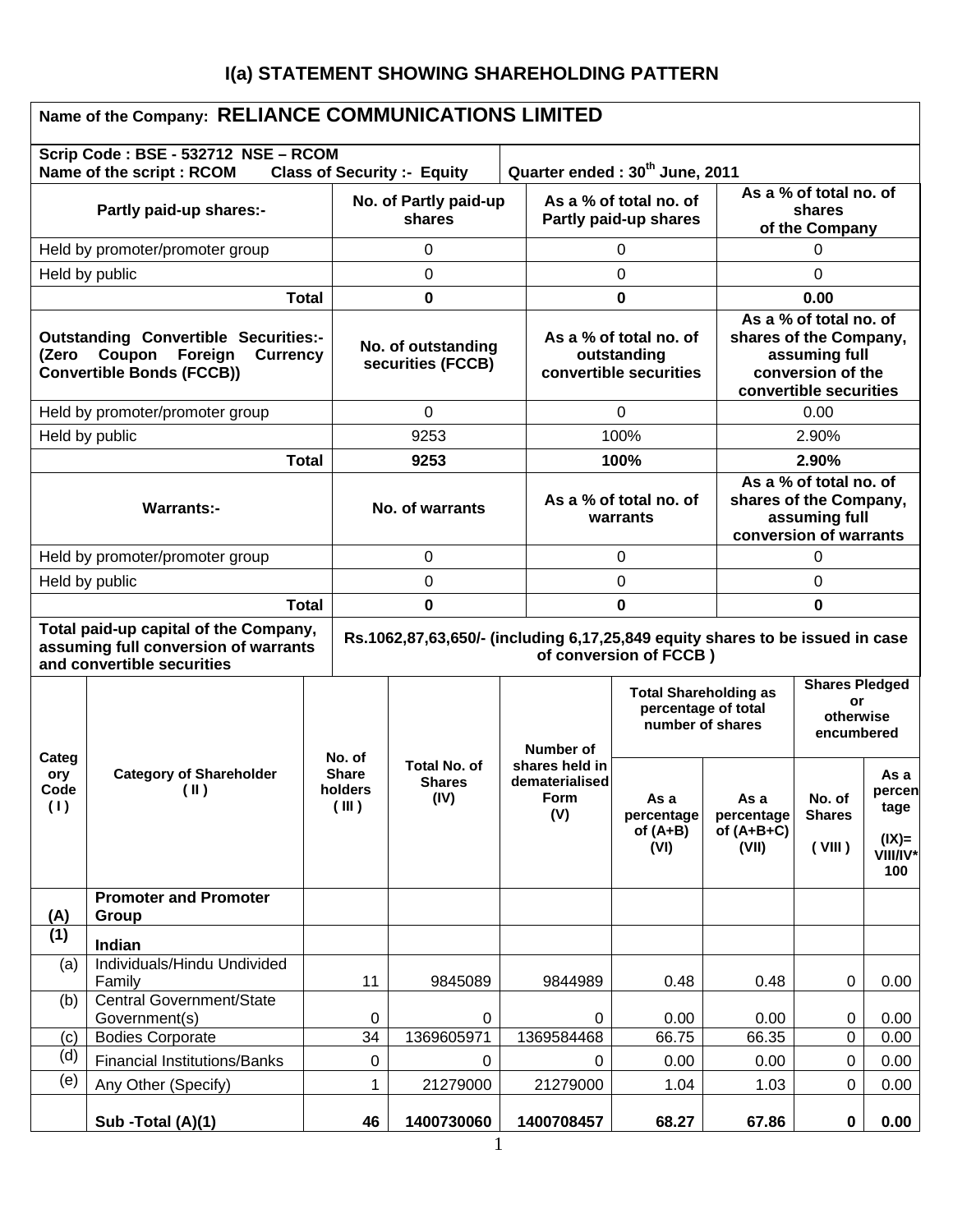# I(a) STATEMENT SHOWING SHAREHOLDING PATTERN

**Name of the Company: RELIANCE COMMUNICATIONS LIMITED**

**Scrip Code : BSE - 532712 NSE – RCOM**
**Name of the script : RCOM Class of Security :- Equity**
**Quarter ended : 30th June, 2011**

| Partly paid-up shares:- | No. of Partly paid-up shares | As a % of total no. of Partly paid-up shares | As a % of total no. of shares of the Company |
|---|---|---|---|
| Held by promoter/promoter group | 0 | 0 | 0 |
| Held by public | 0 | 0 | 0 |
| **Total** | **0** | **0** | **0.00** |

| Outstanding Convertible Securities:- (Zero Coupon Foreign Currency Convertible Bonds (FCCB)) | No. of outstanding securities (FCCB) | As a % of total no. of outstanding convertible securities | As a % of total no. of shares of the Company, assuming full conversion of the convertible securities |
|---|---|---|---|
| Held by promoter/promoter group | 0 | 0 | 0.00 |
| Held by public | 9253 | 100% | 2.90% |
| **Total** | **9253** | **100%** | **2.90%** |

| Warrants:- | No. of warrants | As a % of total no. of warrants | As a % of total no. of shares of the Company, assuming full conversion of warrants |
|---|---|---|---|
| Held by promoter/promoter group | 0 | 0 | 0 |
| Held by public | 0 | 0 | 0 |
| **Total** | **0** | **0** | **0** |

| Total paid-up capital of the Company, assuming full conversion of warrants and convertible securities | Rs.1062,87,63,650/- (including 6,17,25,849 equity shares to be issued in case of conversion of FCCB ) |
|---|---|

| Category Code (I) | Category of Shareholder (II) | No. of Share holders (III) | Total No. of Shares (IV) | Number of shares held in dematerialised Form (V) | Total Shareholding as percentage of total number of shares | | Shares Pledged or otherwise encumbered | |
|---|---|---|---|---|---|---|---|---|
| | | | | | As a percentage of (A+B) (VI) | As a percentage of (A+B+C) (VII) | No. of Shares (VIII) | As a percentage (IX)= VIII/IV*100 |
| **(A)** | **Promoter and Promoter Group** | | | | | | | |
| **(1)** | **Indian** | | | | | | | |
| (a) | Individuals/Hindu Undivided Family | 11 | 9845089 | 9844989 | 0.48 | 0.48 | 0 | 0.00 |
| (b) | Central Government/State Government(s) | 0 | 0 | 0 | 0.00 | 0.00 | 0 | 0.00 |
| (c) | Bodies Corporate | 34 | 1369605971 | 1369584468 | 66.75 | 66.35 | 0 | 0.00 |
| (d) | Financial Institutions/Banks | 0 | 0 | 0 | 0.00 | 0.00 | 0 | 0.00 |
| (e) | Any Other (Specify) | 1 | 21279000 | 21279000 | 1.04 | 1.03 | 0 | 0.00 |
| | **Sub -Total (A)(1)** | **46** | **1400730060** | **1400708457** | **68.27** | **67.86** | **0** | **0.00** |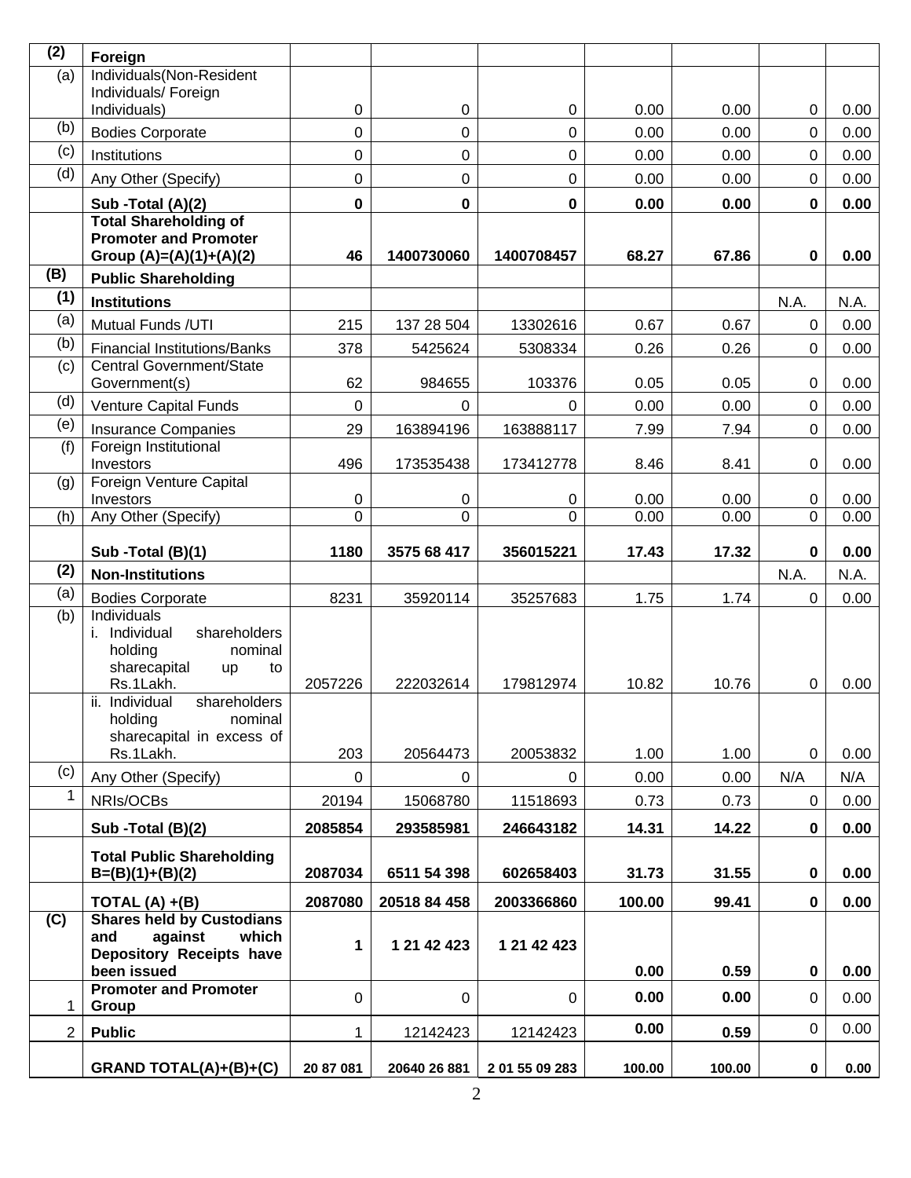| (2) | **Foreign** | | | | | | | |
|---|---|---|---|---|---|---|---|---|
| (a) | Individuals(Non-Resident Individuals/ Foreign Individuals) | 0 | 0 | 0 | 0.00 | 0.00 | 0 | 0.00 |
| (b) | Bodies Corporate | 0 | 0 | 0 | 0.00 | 0.00 | 0 | 0.00 |
| (c) | Institutions | 0 | 0 | 0 | 0.00 | 0.00 | 0 | 0.00 |
| (d) | Any Other (Specify) | 0 | 0 | 0 | 0.00 | 0.00 | 0 | 0.00 |
| | **Sub -Total (A)(2)** | **0** | **0** | **0** | **0.00** | **0.00** | **0** | **0.00** |
| | **Total Shareholding of Promoter and Promoter Group (A)=(A)(1)+(A)(2)** | **46** | **1400730060** | **1400708457** | **68.27** | **67.86** | **0** | **0.00** |
| **(B)** | **Public Shareholding** | | | | | | | |
| **(1)** | **Institutions** | | | | | | N.A. | N.A. |
| (a) | Mutual Funds /UTI | 215 | 137 28 504 | 13302616 | 0.67 | 0.67 | 0 | 0.00 |
| (b) | Financial Institutions/Banks | 378 | 5425624 | 5308334 | 0.26 | 0.26 | 0 | 0.00 |
| (c) | Central Government/State Government(s) | 62 | 984655 | 103376 | 0.05 | 0.05 | 0 | 0.00 |
| (d) | Venture Capital Funds | 0 | 0 | 0 | 0.00 | 0.00 | 0 | 0.00 |
| (e) | Insurance Companies | 29 | 163894196 | 163888117 | 7.99 | 7.94 | 0 | 0.00 |
| (f) | Foreign Institutional Investors | 496 | 173535438 | 173412778 | 8.46 | 8.41 | 0 | 0.00 |
| (g) | Foreign Venture Capital Investors | 0 | 0 | 0 | 0.00 | 0.00 | 0 | 0.00 |
| (h) | Any Other (Specify) | 0 | 0 | 0 | 0.00 | 0.00 | 0 | 0.00 |
| | **Sub -Total (B)(1)** | **1180** | **3575 68 417** | **356015221** | **17.43** | **17.32** | **0** | **0.00** |
| **(2)** | **Non-Institutions** | | | | | | N.A. | N.A. |
| (a) | Bodies Corporate | 8231 | 35920114 | 35257683 | 1.75 | 1.74 | 0 | 0.00 |
| (b) | Individuals<br>i. Individual shareholders holding nominal sharecapital up to Rs.1Lakh. | 2057226 | 222032614 | 179812974 | 10.82 | 10.76 | 0 | 0.00 |
| | ii. Individual shareholders holding nominal sharecapital in excess of Rs.1Lakh. | 203 | 20564473 | 20053832 | 1.00 | 1.00 | 0 | 0.00 |
| (c) | Any Other (Specify) | 0 | 0 | 0 | 0.00 | 0.00 | N/A | N/A |
| 1 | NRIs/OCBs | 20194 | 15068780 | 11518693 | 0.73 | 0.73 | 0 | 0.00 |
| | **Sub -Total (B)(2)** | **2085854** | **293585981** | **246643182** | **14.31** | **14.22** | **0** | **0.00** |
| | **Total Public Shareholding B=(B)(1)+(B)(2)** | **2087034** | **6511 54 398** | **602658403** | **31.73** | **31.55** | **0** | **0.00** |
| | **TOTAL (A) +(B)** | **2087080** | **20518 84 458** | **2003366860** | **100.00** | **99.41** | **0** | **0.00** |
| **(C)** | **Shares held by Custodians and against which Depository Receipts have been issued** | **1** | **1 21 42 423** | **1 21 42 423** | **0.00** | **0.59** | **0** | **0.00** |
| 1 | **Promoter and Promoter Group** | 0 | 0 | 0 | **0.00** | **0.00** | 0 | 0.00 |
| 2 | **Public** | 1 | 12142423 | 12142423 | **0.00** | **0.59** | 0 | 0.00 |
| | **GRAND TOTAL(A)+(B)+(C)** | **20 87 081** | **20640 26 881** | **2 01 55 09 283** | **100.00** | **100.00** | **0** | **0.00** |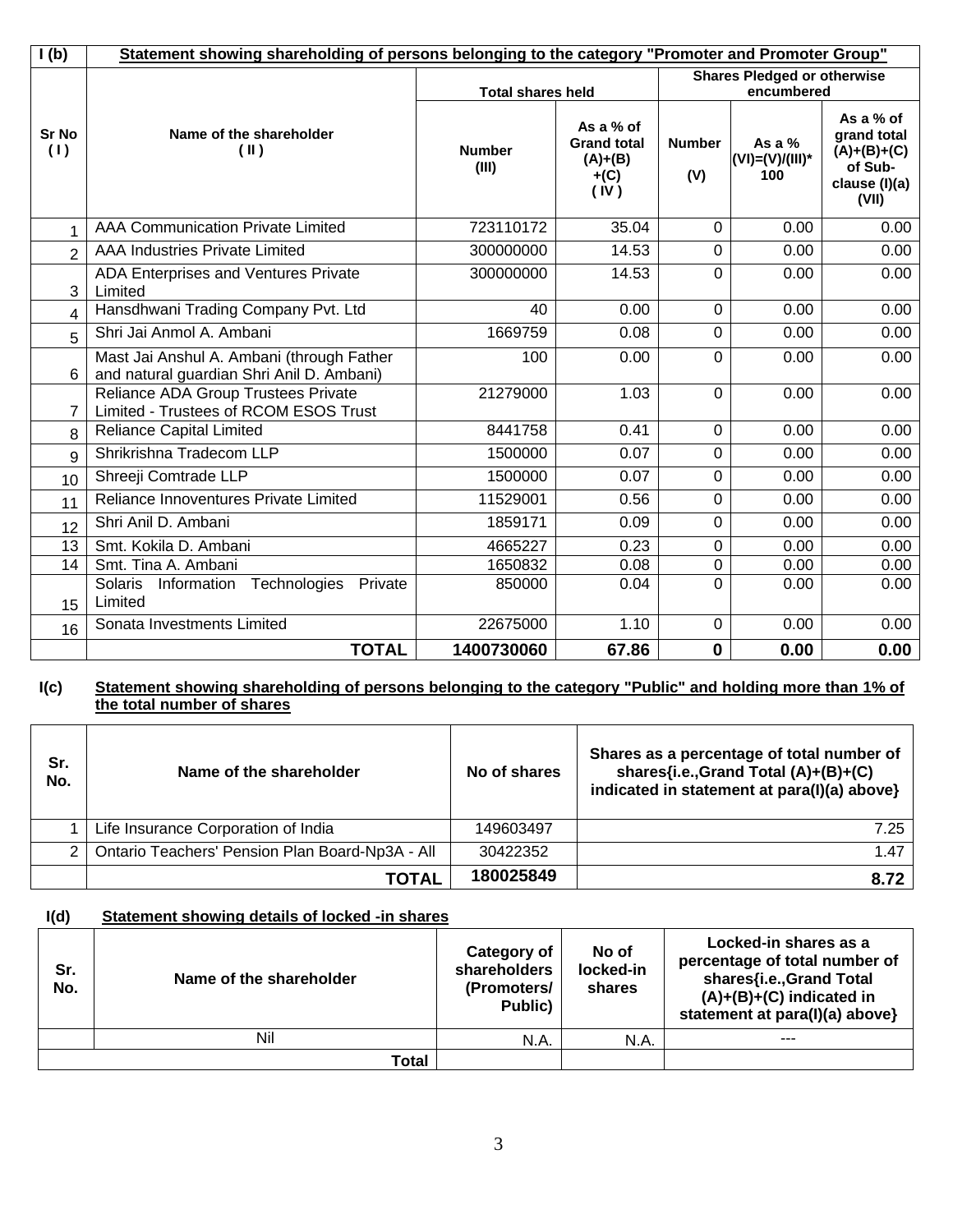## I (b) Statement showing shareholding of persons belonging to the category "Promoter and Promoter Group"

| Sr No (I) | Name of the shareholder (II) | Total shares held | | Shares Pledged or otherwise encumbered | | |
|---|---|---|---|---|---|---|
| | | Number (III) | As a % of Grand total (A)+(B)+(C) (IV) | Number (V) | As a % (VI)=(V)/(III)*100 | As a % of grand total (A)+(B)+(C) of Sub-clause (I)(a) (VII) |
| 1 | AAA Communication Private Limited | 723110172 | 35.04 | 0 | 0.00 | 0.00 |
| 2 | AAA Industries Private Limited | 300000000 | 14.53 | 0 | 0.00 | 0.00 |
| 3 | ADA Enterprises and Ventures Private Limited | 300000000 | 14.53 | 0 | 0.00 | 0.00 |
| 4 | Hansdhwani Trading Company Pvt. Ltd | 40 | 0.00 | 0 | 0.00 | 0.00 |
| 5 | Shri Jai Anmol A. Ambani | 1669759 | 0.08 | 0 | 0.00 | 0.00 |
| 6 | Mast Jai Anshul A. Ambani (through Father and natural guardian Shri Anil D. Ambani) | 100 | 0.00 | 0 | 0.00 | 0.00 |
| 7 | Reliance ADA Group Trustees Private Limited - Trustees of RCOM ESOS Trust | 21279000 | 1.03 | 0 | 0.00 | 0.00 |
| 8 | Reliance Capital Limited | 8441758 | 0.41 | 0 | 0.00 | 0.00 |
| 9 | Shrikrishna Tradecom LLP | 1500000 | 0.07 | 0 | 0.00 | 0.00 |
| 10 | Shreeji Comtrade LLP | 1500000 | 0.07 | 0 | 0.00 | 0.00 |
| 11 | Reliance Innoventures Private Limited | 11529001 | 0.56 | 0 | 0.00 | 0.00 |
| 12 | Shri Anil D. Ambani | 1859171 | 0.09 | 0 | 0.00 | 0.00 |
| 13 | Smt. Kokila D. Ambani | 4665227 | 0.23 | 0 | 0.00 | 0.00 |
| 14 | Smt. Tina A. Ambani | 1650832 | 0.08 | 0 | 0.00 | 0.00 |
| 15 | Solaris Information Technologies Private Limited | 850000 | 0.04 | 0 | 0.00 | 0.00 |
| 16 | Sonata Investments Limited | 22675000 | 1.10 | 0 | 0.00 | 0.00 |
| | **TOTAL** | **1400730060** | **67.86** | **0** | **0.00** | **0.00** |

## I(c) Statement showing shareholding of persons belonging to the category "Public" and holding more than 1% of the total number of shares

| Sr. No. | Name of the shareholder | No of shares | Shares as a percentage of total number of shares{i.e.,Grand Total (A)+(B)+(C) indicated in statement at para(I)(a) above} |
|---|---|---|---|
| 1 | Life Insurance Corporation of India | 149603497 | 7.25 |
| 2 | Ontario Teachers' Pension Plan Board-Np3A - All | 30422352 | 1.47 |
| | **TOTAL** | **180025849** | **8.72** |

## I(d) Statement showing details of locked -in shares

| Sr. No. | Name of the shareholder | Category of shareholders (Promoters/ Public) | No of locked-in shares | Locked-in shares as a percentage of total number of shares{i.e.,Grand Total (A)+(B)+(C) indicated in statement at para(I)(a) above} |
|---|---|---|---|---|
| | Nil | N.A. | N.A. | --- |
| | **Total** | | | |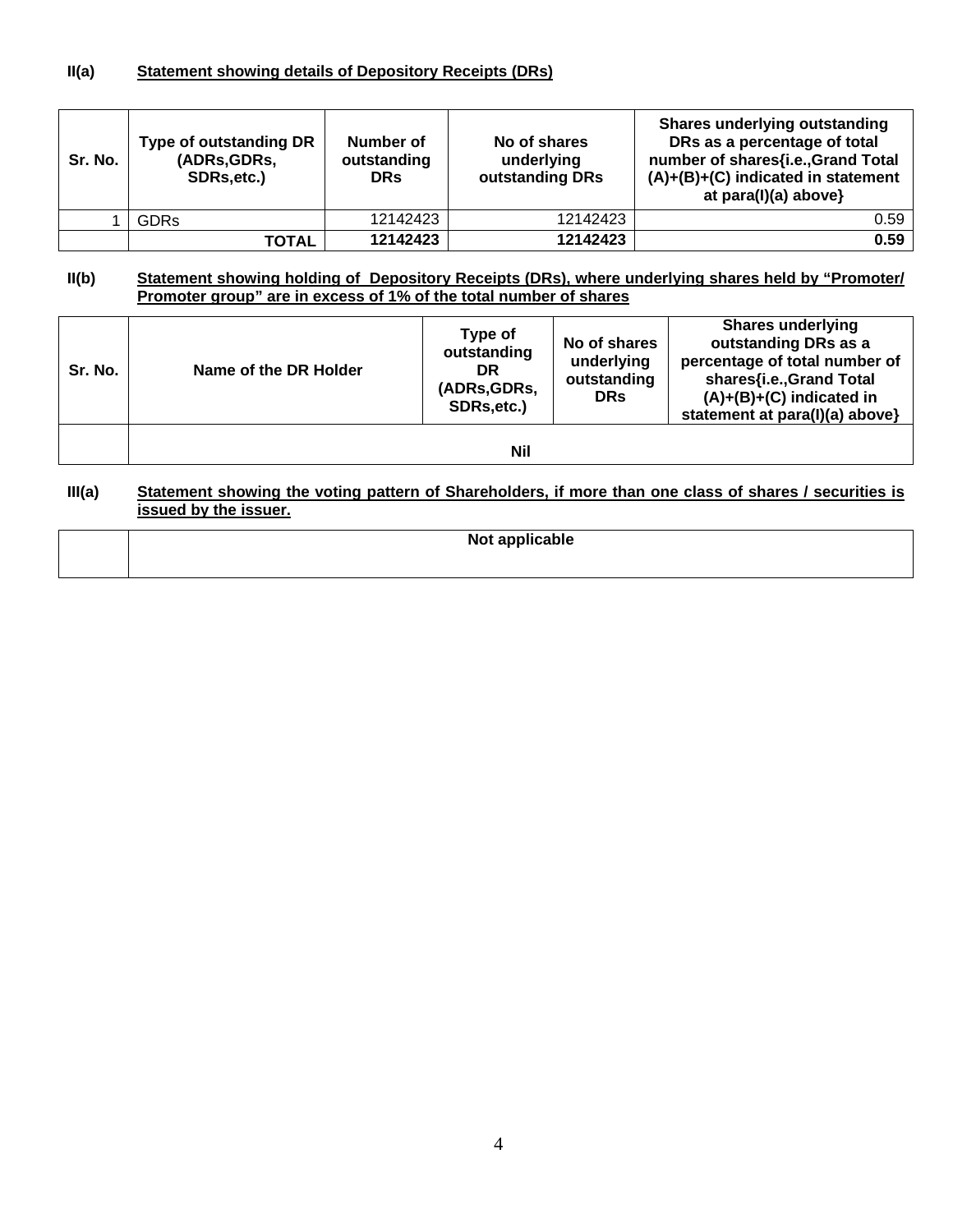**II(a)** **Statement showing details of Depository Receipts (DRs)**

| Sr. No. | Type of outstanding DR (ADRs,GDRs, SDRs,etc.) | Number of outstanding DRs | No of shares underlying outstanding DRs | Shares underlying outstanding DRs as a percentage of total number of shares{i.e.,Grand Total (A)+(B)+(C) indicated in statement at para(I)(a) above} |
|---|---|---|---|---|
| 1 | GDRs | 12142423 | 12142423 | 0.59 |
| | **TOTAL** | **12142423** | **12142423** | **0.59** |

**II(b)** **Statement showing holding of Depository Receipts (DRs), where underlying shares held by "Promoter/ Promoter group" are in excess of 1% of the total number of shares**

| Sr. No. | Name of the DR Holder | Type of outstanding DR (ADRs,GDRs, SDRs,etc.) | No of shares underlying outstanding DRs | Shares underlying outstanding DRs as a percentage of total number of shares{i.e.,Grand Total (A)+(B)+(C) indicated in statement at para(I)(a) above} |
|---|---|---|---|---|
| | **Nil** | | | |

**III(a)** **Statement showing the voting pattern of Shareholders, if more than one class of shares / securities is issued by the issuer.**

| | |
|---|---|
| | **Not applicable** |